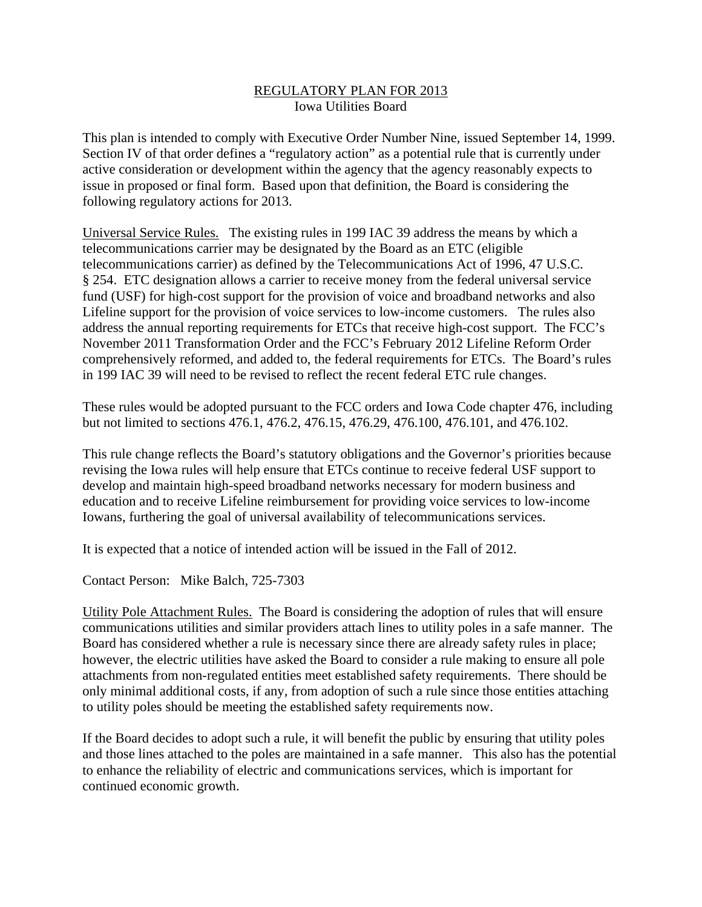# REGULATORY PLAN FOR 2013

Iowa Utilities Board

This plan is intended to comply with Executive Order Number Nine, issued September 14, 1999. Section IV of that order defines a "regulatory action" as a potential rule that is currently under active consideration or development within the agency that the agency reasonably expects to issue in proposed or final form. Based upon that definition, the Board is considering the following regulatory actions for 2013.

Universal Service Rules. The existing rules in 199 IAC 39 address the means by which a telecommunications carrier may be designated by the Board as an ETC (eligible telecommunications carrier) as defined by the Telecommunications Act of 1996, 47 U.S.C. § 254. ETC designation allows a carrier to receive money from the federal universal service fund (USF) for high-cost support for the provision of voice and broadband networks and also Lifeline support for the provision of voice services to low-income customers. The rules also address the annual reporting requirements for ETCs that receive high-cost support. The FCC's November 2011 Transformation Order and the FCC's February 2012 Lifeline Reform Order comprehensively reformed, and added to, the federal requirements for ETCs. The Board's rules in 199 IAC 39 will need to be revised to reflect the recent federal ETC rule changes.

These rules would be adopted pursuant to the FCC orders and Iowa Code chapter 476, including but not limited to sections 476.1, 476.2, 476.15, 476.29, 476.100, 476.101, and 476.102.

This rule change reflects the Board's statutory obligations and the Governor's priorities because revising the Iowa rules will help ensure that ETCs continue to receive federal USF support to develop and maintain high-speed broadband networks necessary for modern business and education and to receive Lifeline reimbursement for providing voice services to low-income Iowans, furthering the goal of universal availability of telecommunications services.

It is expected that a notice of intended action will be issued in the Fall of 2012.

Contact Person: Mike Balch, 725-7303

Utility Pole Attachment Rules. The Board is considering the adoption of rules that will ensure communications utilities and similar providers attach lines to utility poles in a safe manner. The Board has considered whether a rule is necessary since there are already safety rules in place; however, the electric utilities have asked the Board to consider a rule making to ensure all pole attachments from non-regulated entities meet established safety requirements. There should be only minimal additional costs, if any, from adoption of such a rule since those entities attaching to utility poles should be meeting the established safety requirements now.

If the Board decides to adopt such a rule, it will benefit the public by ensuring that utility poles and those lines attached to the poles are maintained in a safe manner. This also has the potential to enhance the reliability of electric and communications services, which is important for continued economic growth.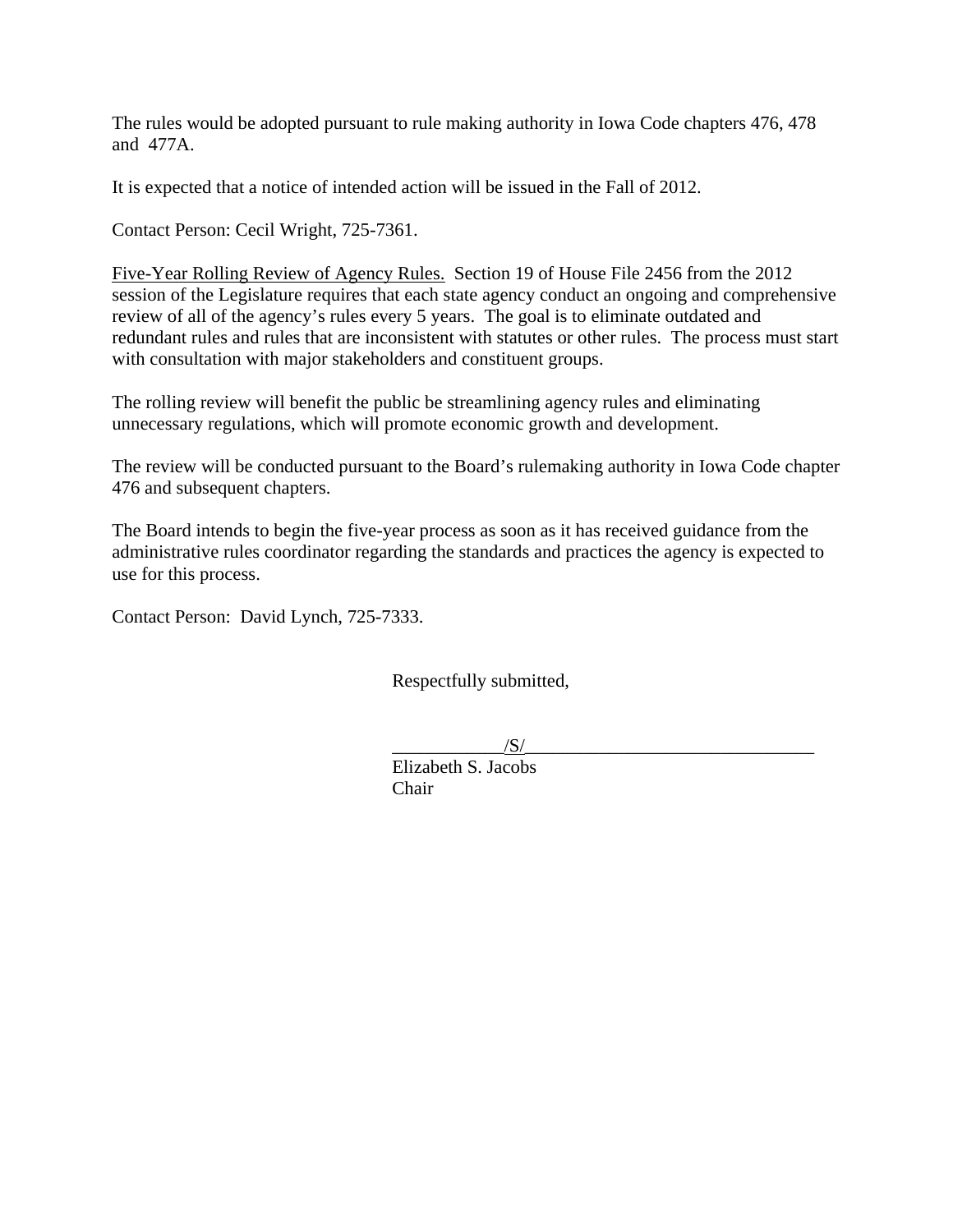The rules would be adopted pursuant to rule making authority in Iowa Code chapters 476, 478 and 477A.

It is expected that a notice of intended action will be issued in the Fall of 2012.

Contact Person: Cecil Wright, 725-7361.

<u>Five-Year Rolling Review of Agency Rules.</u> Section 19 of House File 2456 from the 2012 session of the Legislature requires that each state agency conduct an ongoing and comprehensive review of all of the agency's rules every 5 years. The goal is to eliminate outdated and redundant rules and rules that are inconsistent with statutes or other rules. The process must start with consultation with major stakeholders and constituent groups.

The rolling review will benefit the public be streamlining agency rules and eliminating unnecessary regulations, which will promote economic growth and development.

The review will be conducted pursuant to the Board's rulemaking authority in Iowa Code chapter 476 and subsequent chapters.

The Board intends to begin the five-year process as soon as it has received guidance from the administrative rules coordinator regarding the standards and practices the agency is expected to use for this process.

Contact Person: David Lynch, 725-7333.

Respectfully submitted,

____________/S/________________________________
Elizabeth S. Jacobs
Chair